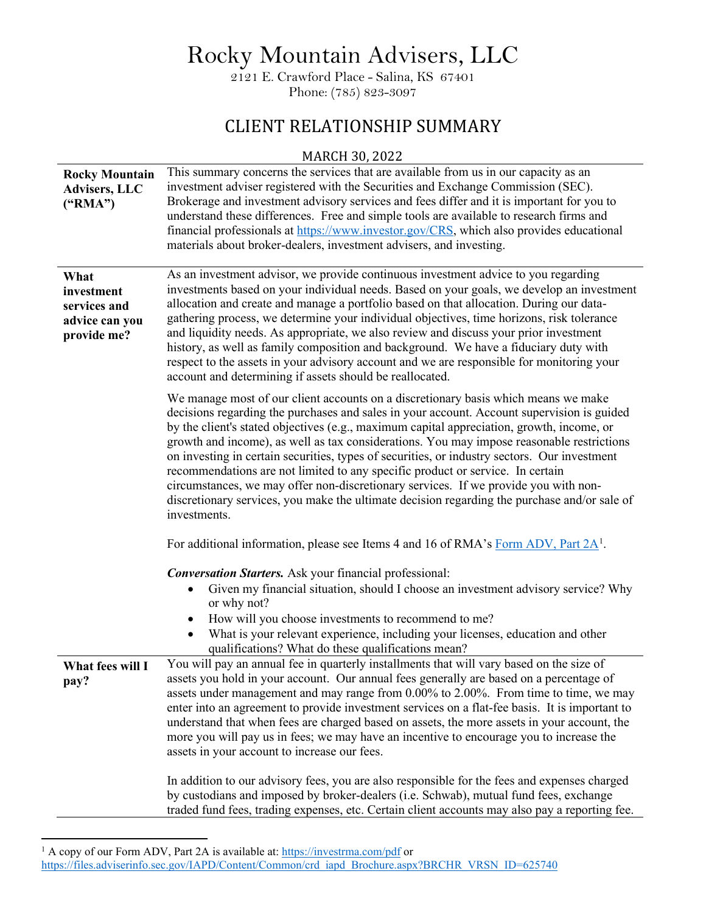# Rocky Mountain Advisers, LLC

2121 E. Crawford Place - Salina, KS 67401
Phone: (785) 823-3097

## CLIENT RELATIONSHIP SUMMARY

MARCH 30, 2022

**Rocky Mountain Advisers, LLC ("RMA")**

This summary concerns the services that are available from us in our capacity as an investment adviser registered with the Securities and Exchange Commission (SEC). Brokerage and investment advisory services and fees differ and it is important for you to understand these differences. Free and simple tools are available to research firms and financial professionals at https://www.investor.gov/CRS, which also provides educational materials about broker-dealers, investment advisers, and investing.

**What investment services and advice can you provide me?**

As an investment advisor, we provide continuous investment advice to you regarding investments based on your individual needs. Based on your goals, we develop an investment allocation and create and manage a portfolio based on that allocation. During our data-gathering process, we determine your individual objectives, time horizons, risk tolerance and liquidity needs. As appropriate, we also review and discuss your prior investment history, as well as family composition and background. We have a fiduciary duty with respect to the assets in your advisory account and we are responsible for monitoring your account and determining if assets should be reallocated.

We manage most of our client accounts on a discretionary basis which means we make decisions regarding the purchases and sales in your account. Account supervision is guided by the client's stated objectives (e.g., maximum capital appreciation, growth, income, or growth and income), as well as tax considerations. You may impose reasonable restrictions on investing in certain securities, types of securities, or industry sectors. Our investment recommendations are not limited to any specific product or service. In certain circumstances, we may offer non-discretionary services. If we provide you with non-discretionary services, you make the ultimate decision regarding the purchase and/or sale of investments.

For additional information, please see Items 4 and 16 of RMA's Form ADV, Part 2A[1].

***Conversation Starters.*** Ask your financial professional:

- Given my financial situation, should I choose an investment advisory service? Why or why not?
- How will you choose investments to recommend to me?
- What is your relevant experience, including your licenses, education and other qualifications? What do these qualifications mean?

**What fees will I pay?**

You will pay an annual fee in quarterly installments that will vary based on the size of assets you hold in your account. Our annual fees generally are based on a percentage of assets under management and may range from 0.00% to 2.00%. From time to time, we may enter into an agreement to provide investment services on a flat-fee basis. It is important to understand that when fees are charged based on assets, the more assets in your account, the more you will pay us in fees; we may have an incentive to encourage you to increase the assets in your account to increase our fees.

In addition to our advisory fees, you are also responsible for the fees and expenses charged by custodians and imposed by broker-dealers (i.e. Schwab), mutual fund fees, exchange traded fund fees, trading expenses, etc. Certain client accounts may also pay a reporting fee.

---

[1] A copy of our Form ADV, Part 2A is available at: https://investrma.com/pdf or https://files.adviserinfo.sec.gov/IAPD/Content/Common/crd_iapd_Brochure.aspx?BRCHR_VRSN_ID=625740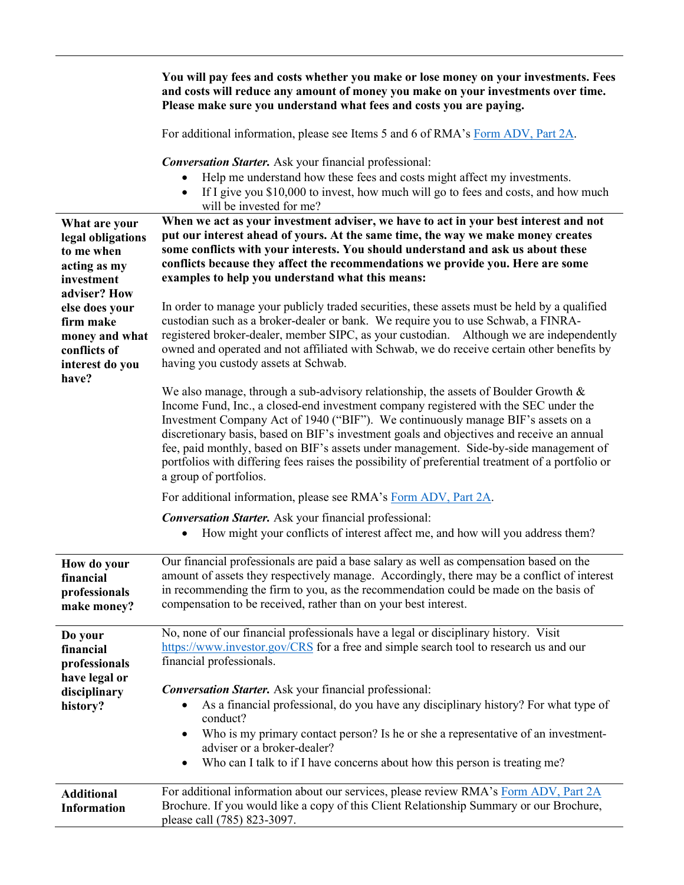**You will pay fees and costs whether you make or lose money on your investments. Fees and costs will reduce any amount of money you make on your investments over time. Please make sure you understand what fees and costs you are paying.**

For additional information, please see Items 5 and 6 of RMA's Form ADV, Part 2A.

***Conversation Starter.*** Ask your financial professional:

- Help me understand how these fees and costs might affect my investments.
- If I give you $10,000 to invest, how much will go to fees and costs, and how much will be invested for me?

## What are your legal obligations to me when acting as my investment adviser? How else does your firm make money and what conflicts of interest do you have?

**When we act as your investment adviser, we have to act in your best interest and not put our interest ahead of yours. At the same time, the way we make money creates some conflicts with your interests. You should understand and ask us about these conflicts because they affect the recommendations we provide you. Here are some examples to help you understand what this means:**

In order to manage your publicly traded securities, these assets must be held by a qualified custodian such as a broker-dealer or bank. We require you to use Schwab, a FINRA-registered broker-dealer, member SIPC, as your custodian. Although we are independently owned and operated and not affiliated with Schwab, we do receive certain other benefits by having you custody assets at Schwab.

We also manage, through a sub-advisory relationship, the assets of Boulder Growth & Income Fund, Inc., a closed-end investment company registered with the SEC under the Investment Company Act of 1940 ("BIF"). We continuously manage BIF's assets on a discretionary basis, based on BIF's investment goals and objectives and receive an annual fee, paid monthly, based on BIF's assets under management. Side-by-side management of portfolios with differing fees raises the possibility of preferential treatment of a portfolio or a group of portfolios.

For additional information, please see RMA's Form ADV, Part 2A.

***Conversation Starter.*** Ask your financial professional:

- How might your conflicts of interest affect me, and how will you address them?

## How do your financial professionals make money?

Our financial professionals are paid a base salary as well as compensation based on the amount of assets they respectively manage. Accordingly, there may be a conflict of interest in recommending the firm to you, as the recommendation could be made on the basis of compensation to be received, rather than on your best interest.

## Do your financial professionals have legal or disciplinary history?

No, none of our financial professionals have a legal or disciplinary history. Visit https://www.investor.gov/CRS for a free and simple search tool to research us and our financial professionals.

***Conversation Starter.*** Ask your financial professional:

- As a financial professional, do you have any disciplinary history? For what type of conduct?
- Who is my primary contact person? Is he or she a representative of an investment-adviser or a broker-dealer?
- Who can I talk to if I have concerns about how this person is treating me?

## Additional Information

For additional information about our services, please review RMA's Form ADV, Part 2A Brochure. If you would like a copy of this Client Relationship Summary or our Brochure, please call (785) 823-3097.